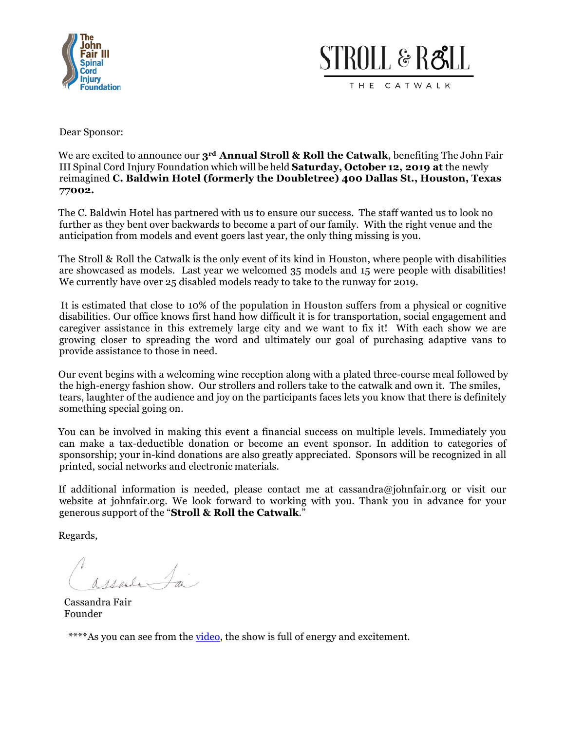The John Fair III Spinal Cord Injury Foundation

STROLL & ROLL

THE CATWALK

Dear Sponsor:

We are excited to announce our **3rd Annual Stroll & Roll the Catwalk**, benefiting The John Fair III Spinal Cord Injury Foundation which will be held **Saturday, October 12, 2019 at** the newly reimagined **C. Baldwin Hotel (formerly the Doubletree) 400 Dallas St., Houston, Texas 77002.**

The C. Baldwin Hotel has partnered with us to ensure our success. The staff wanted us to look no further as they bent over backwards to become a part of our family. With the right venue and the anticipation from models and event goers last year, the only thing missing is you.

The Stroll & Roll the Catwalk is the only event of its kind in Houston, where people with disabilities are showcased as models. Last year we welcomed 35 models and 15 were people with disabilities! We currently have over 25 disabled models ready to take to the runway for 2019.

It is estimated that close to 10% of the population in Houston suffers from a physical or cognitive disabilities. Our office knows first hand how difficult it is for transportation, social engagement and caregiver assistance in this extremely large city and we want to fix it! With each show we are growing closer to spreading the word and ultimately our goal of purchasing adaptive vans to provide assistance to those in need.

Our event begins with a welcoming wine reception along with a plated three-course meal followed by the high-energy fashion show. Our strollers and rollers take to the catwalk and own it. The smiles, tears, laughter of the audience and joy on the participants faces lets you know that there is definitely something special going on.

You can be involved in making this event a financial success on multiple levels. Immediately you can make a tax-deductible donation or become an event sponsor. In addition to categories of sponsorship; your in-kind donations are also greatly appreciated. Sponsors will be recognized in all printed, social networks and electronic materials.

If additional information is needed, please contact me at cassandra@johnfair.org or visit our website at johnfair.org. We look forward to working with you. Thank you in advance for your generous support of the "**Stroll & Roll the Catwalk**."

Regards,

Cassandra Fair
Founder

****As you can see from the video, the show is full of energy and excitement.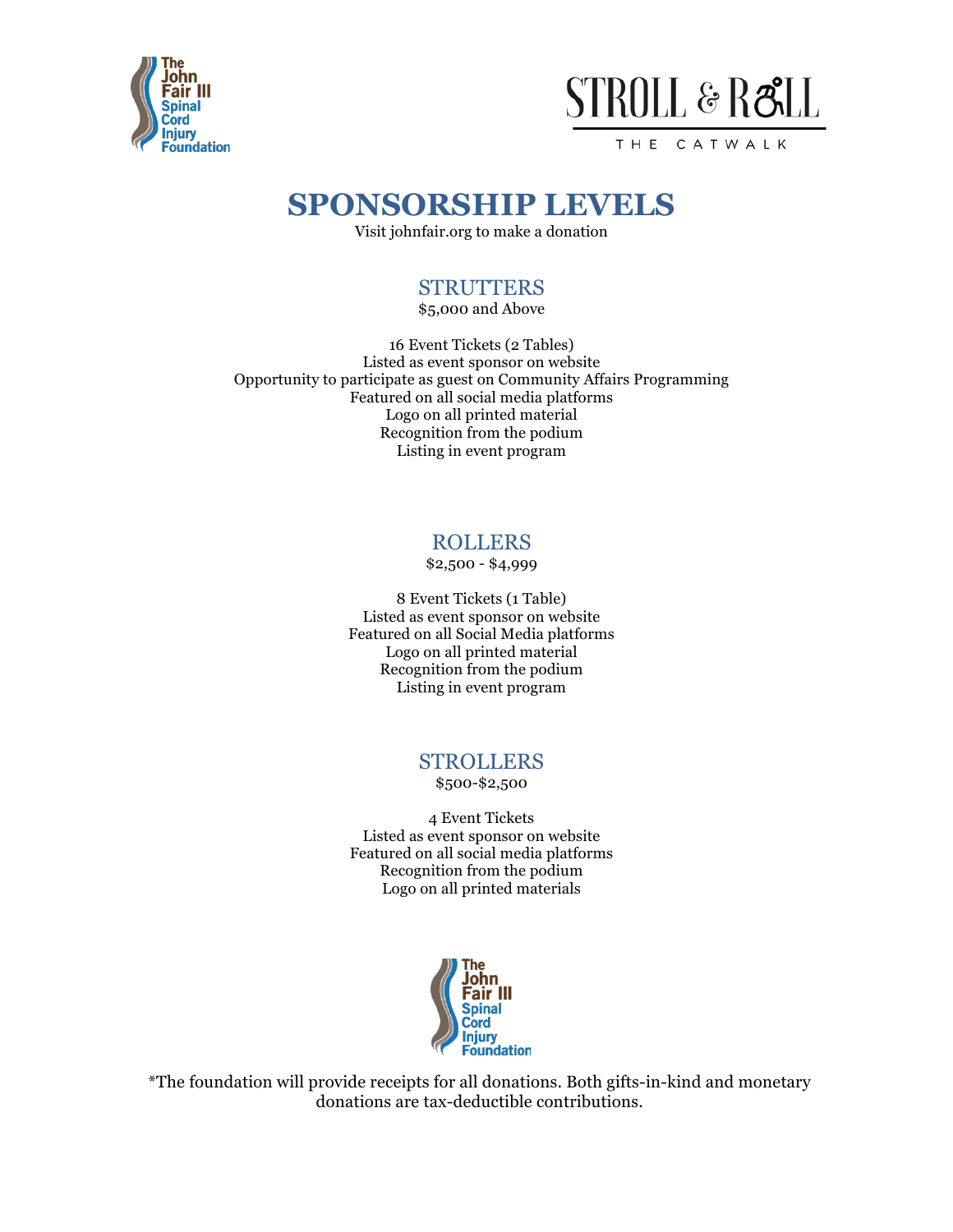# SPONSORSHIP LEVELS

Visit johnfair.org to make a donation

## STRUTTERS

$5,000 and Above

16 Event Tickets (2 Tables)
Listed as event sponsor on website
Opportunity to participate as guest on Community Affairs Programming
Featured on all social media platforms
Logo on all printed material
Recognition from the podium
Listing in event program

## ROLLERS

$2,500 - $4,999

8 Event Tickets (1 Table)
Listed as event sponsor on website
Featured on all Social Media platforms
Logo on all printed material
Recognition from the podium
Listing in event program

## STROLLERS

$500-$2,500

4 Event Tickets
Listed as event sponsor on website
Featured on all social media platforms
Recognition from the podium
Logo on all printed materials

*The foundation will provide receipts for all donations. Both gifts-in-kind and monetary donations are tax-deductible contributions.